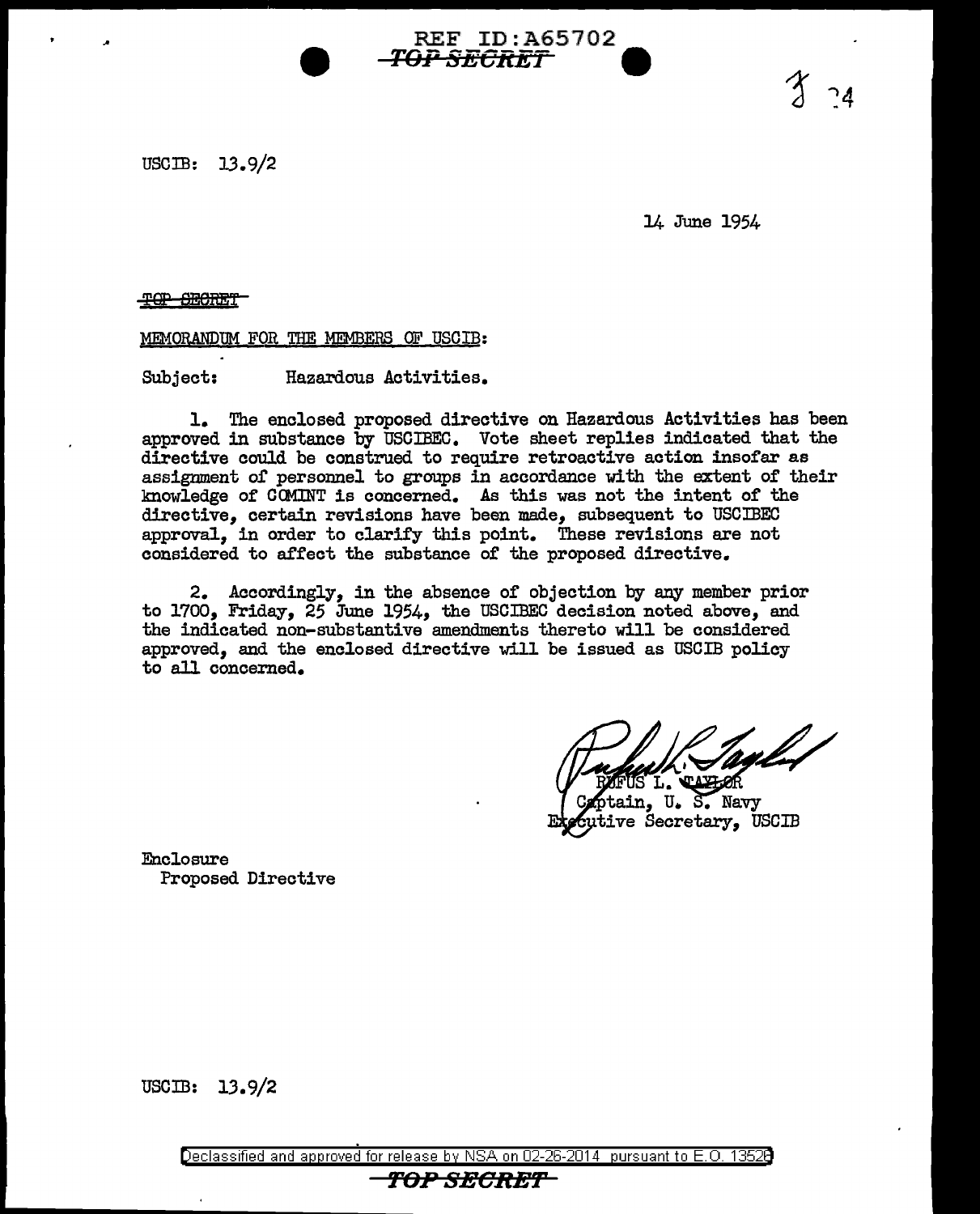REF ID:A65702
~~TOP SECRET~~

USCIB: 13.9/2

14 June 1954

~~TOP SECRET~~

MEMORANDUM FOR THE MEMBERS OF USCIB:

Subject: Hazardous Activities.

1. The enclosed proposed directive on Hazardous Activities has been approved in substance by USCIBEC. Vote sheet replies indicated that the directive could be construed to require retroactive action insofar as assignment of personnel to groups in accordance with the extent of their knowledge of COMINT is concerned. As this was not the intent of the directive, certain revisions have been made, subsequent to USCIBEC approval, in order to clarify this point. These revisions are not considered to affect the substance of the proposed directive.

2. Accordingly, in the absence of objection by any member prior to 1700, Friday, 25 June 1954, the USCIBEC decision noted above, and the indicated non-substantive amendments thereto will be considered approved, and the enclosed directive will be issued as USCIB policy to all concerned.

RUFUS L. TAYLOR
Captain, U. S. Navy
Executive Secretary, USCIB

Enclosure
Proposed Directive

USCIB: 13.9/2

Declassified and approved for release by NSA on 02-26-2014 pursuant to E.O. 13526

~~TOP SECRET~~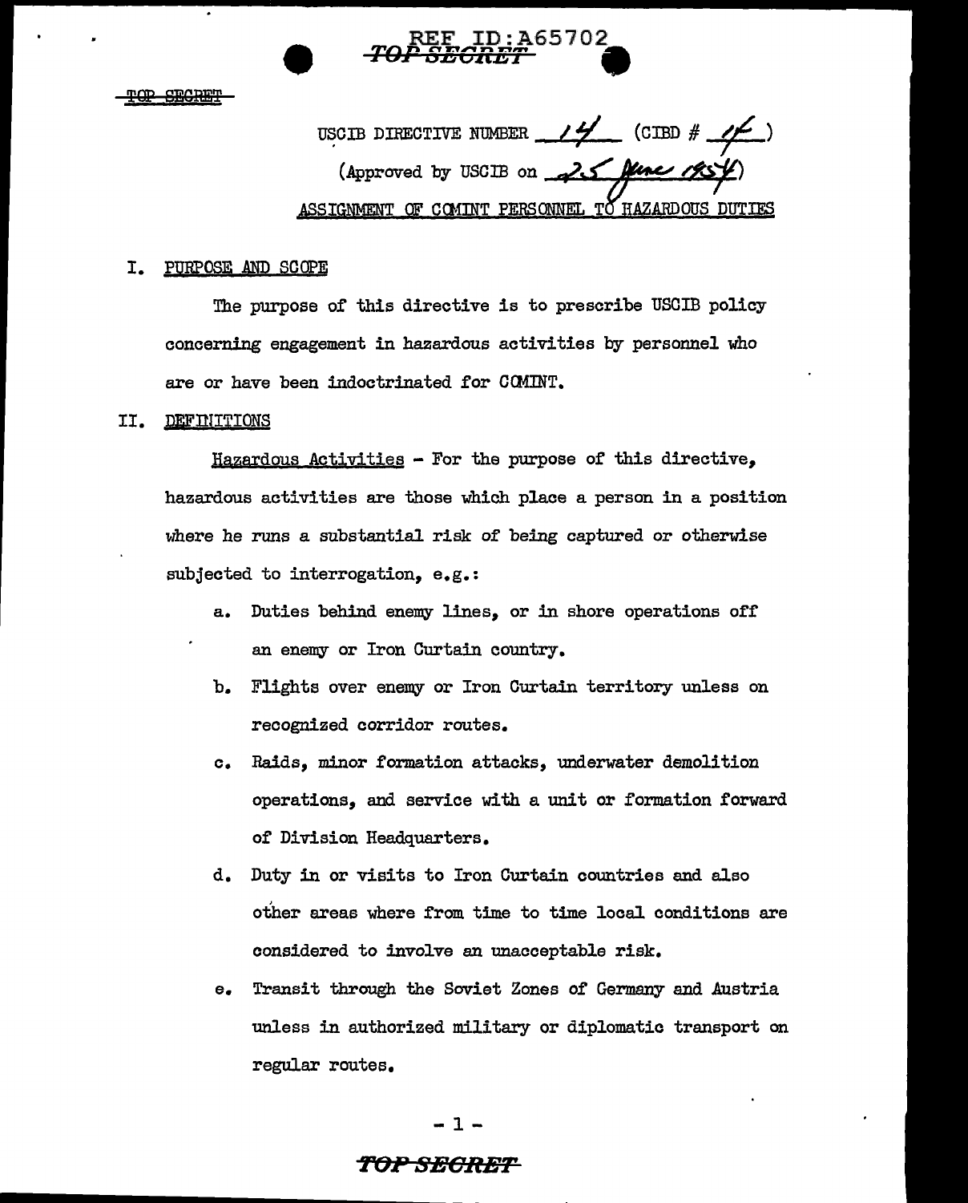USCIB DIRECTIVE NUMBER 14 (CIBD # 14)

(Approved by USCIB on 25 June 1954)

ASSIGNMENT OF COMINT PERSONNEL TO HAZARDOUS DUTIES

## I. PURPOSE AND SCOPE

The purpose of this directive is to prescribe USCIB policy concerning engagement in hazardous activities by personnel who are or have been indoctrinated for COMINT.

## II. DEFINITIONS

Hazardous Activities - For the purpose of this directive, hazardous activities are those which place a person in a position where he runs a substantial risk of being captured or otherwise subjected to interrogation, e.g.:

a. Duties behind enemy lines, or in shore operations off an enemy or Iron Curtain country.

b. Flights over enemy or Iron Curtain territory unless on recognized corridor routes.

c. Raids, minor formation attacks, underwater demolition operations, and service with a unit or formation forward of Division Headquarters.

d. Duty in or visits to Iron Curtain countries and also other areas where from time to time local conditions are considered to involve an unacceptable risk.

e. Transit through the Soviet Zones of Germany and Austria unless in authorized military or diplomatic transport on regular routes.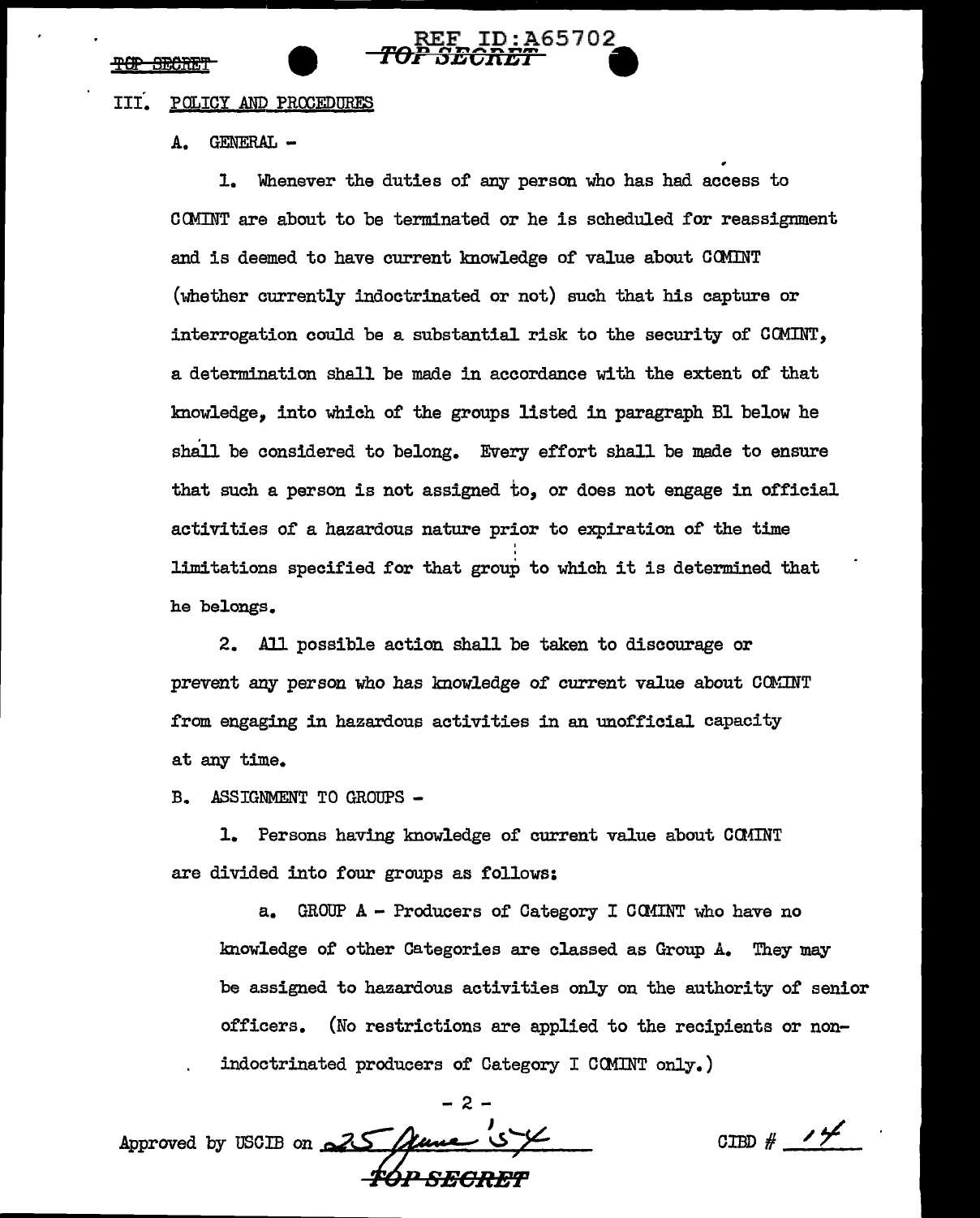## III. POLICY AND PROCEDURES

A. GENERAL -

1. Whenever the duties of any person who has had access to COMINT are about to be terminated or he is scheduled for reassignment and is deemed to have current knowledge of value about COMINT (whether currently indoctrinated or not) such that his capture or interrogation could be a substantial risk to the security of COMINT, a determination shall be made in accordance with the extent of that knowledge, into which of the groups listed in paragraph B1 below he shall be considered to belong. Every effort shall be made to ensure that such a person is not assigned to, or does not engage in official activities of a hazardous nature prior to expiration of the time limitations specified for that group to which it is determined that he belongs.

2. All possible action shall be taken to discourage or prevent any person who has knowledge of current value about COMINT from engaging in hazardous activities in an unofficial capacity at any time.

B. ASSIGNMENT TO GROUPS -

1. Persons having knowledge of current value about COMINT are divided into four groups as follows:

a. GROUP A - Producers of Category I COMINT who have no knowledge of other Categories are classed as Group A. They may be assigned to hazardous activities only on the authority of senior officers. (No restrictions are applied to the recipients or non-indoctrinated producers of Category I COMINT only.)

Approved by USCIB on 25 June '54

CIBD # 14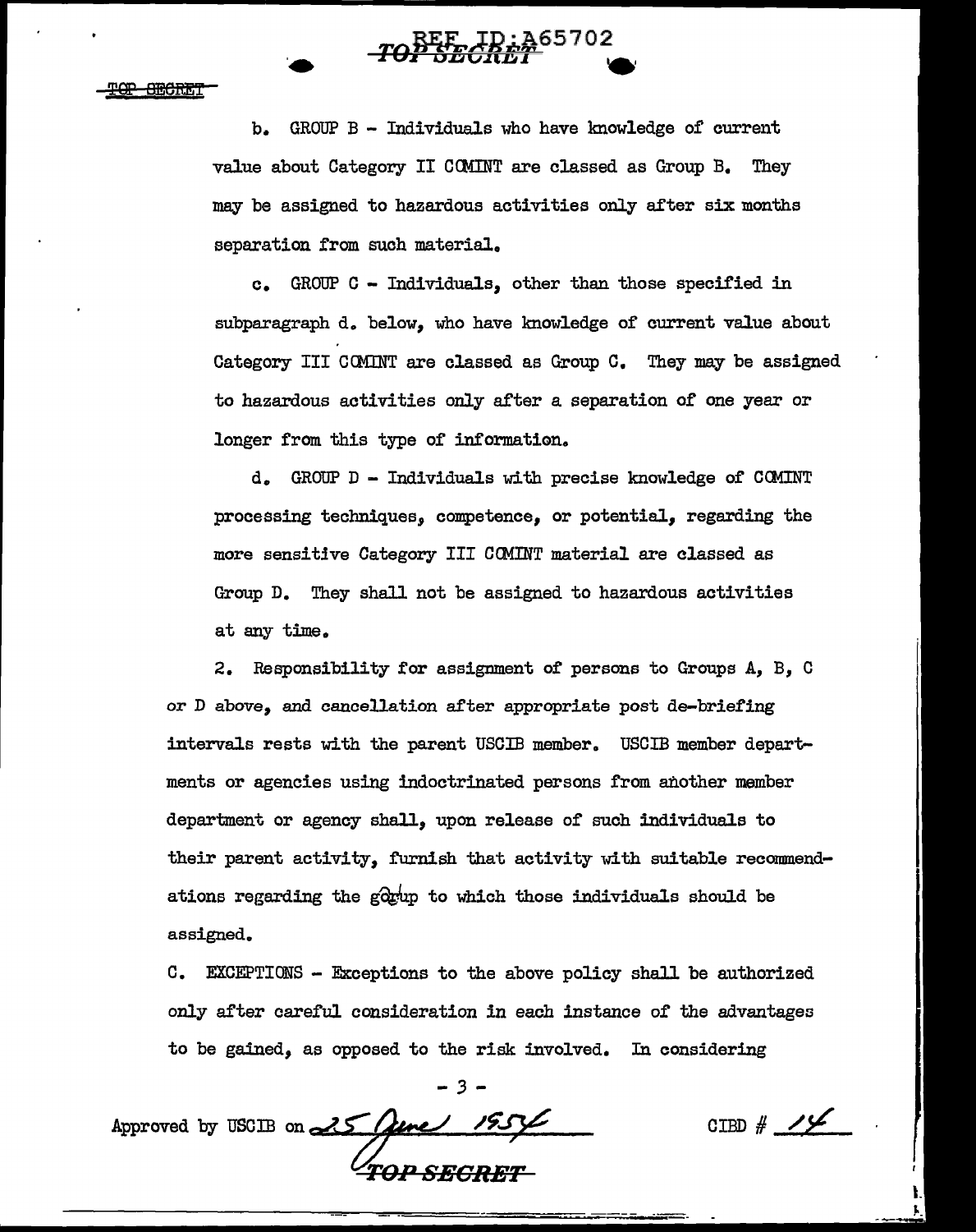b. GROUP B - Individuals who have knowledge of current value about Category II COMINT are classed as Group B. They may be assigned to hazardous activities only after six months separation from such material.

c. GROUP C - Individuals, other than those specified in subparagraph d. below, who have knowledge of current value about Category III COMINT are classed as Group C. They may be assigned to hazardous activities only after a separation of one year or longer from this type of information.

d. GROUP D - Individuals with precise knowledge of COMINT processing techniques, competence, or potential, regarding the more sensitive Category III COMINT material are classed as Group D. They shall not be assigned to hazardous activities at any time.

2. Responsibility for assignment of persons to Groups A, B, C or D above, and cancellation after appropriate post de-briefing intervals rests with the parent USCIB member. USCIB member departments or agencies using indoctrinated persons from another member department or agency shall, upon release of such individuals to their parent activity, furnish that activity with suitable recommendations regarding the group to which those individuals should be assigned.

C. EXCEPTIONS - Exceptions to the above policy shall be authorized only after careful consideration in each instance of the advantages to be gained, as opposed to the risk involved. In considering

Approved by USCIB on 25 June 1954 CIBD # 14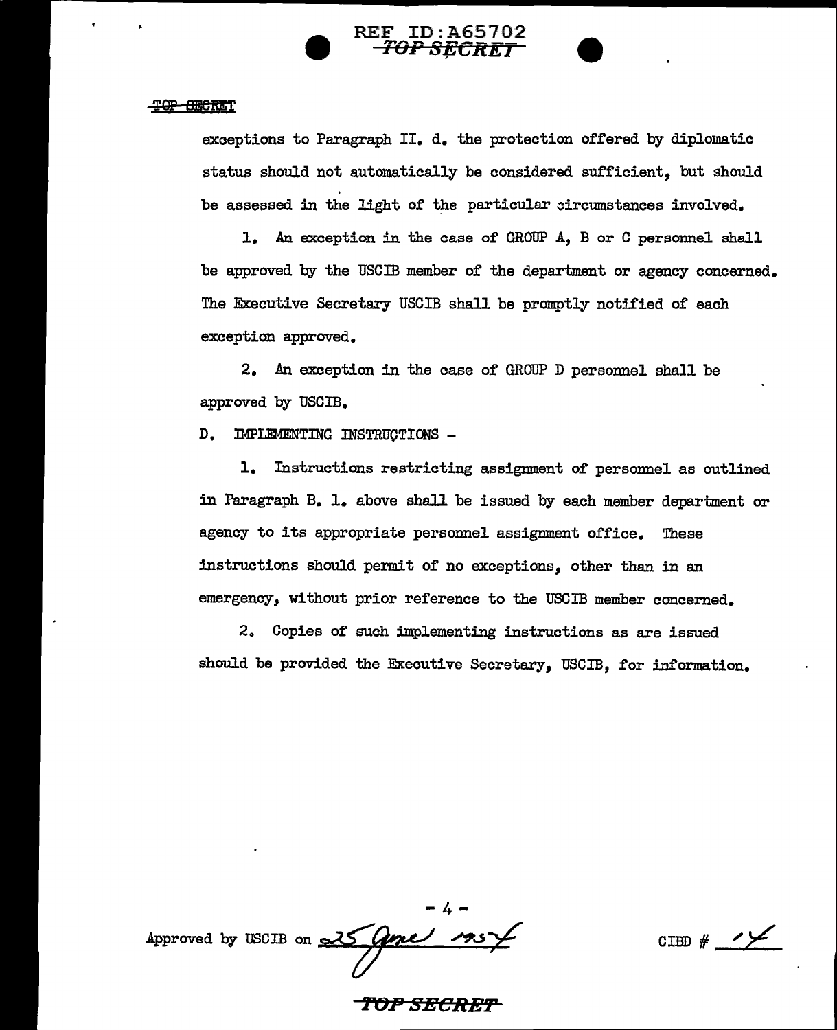exceptions to Paragraph II. d. the protection offered by diplomatic status should not automatically be considered sufficient, but should be assessed in the light of the particular circumstances involved.

1. An exception in the case of GROUP A, B or C personnel shall be approved by the USCIB member of the department or agency concerned. The Executive Secretary USCIB shall be promptly notified of each exception approved.

2. An exception in the case of GROUP D personnel shall be approved by USCIB.

D. IMPLEMENTING INSTRUCTIONS -

1. Instructions restricting assignment of personnel as outlined in Paragraph B. 1. above shall be issued by each member department or agency to its appropriate personnel assignment office. These instructions should permit of no exceptions, other than in an emergency, without prior reference to the USCIB member concerned.

2. Copies of such implementing instructions as are issued should be provided the Executive Secretary, USCIB, for information.

Approved by USCIB on 25 June 1954

CIBD # 14